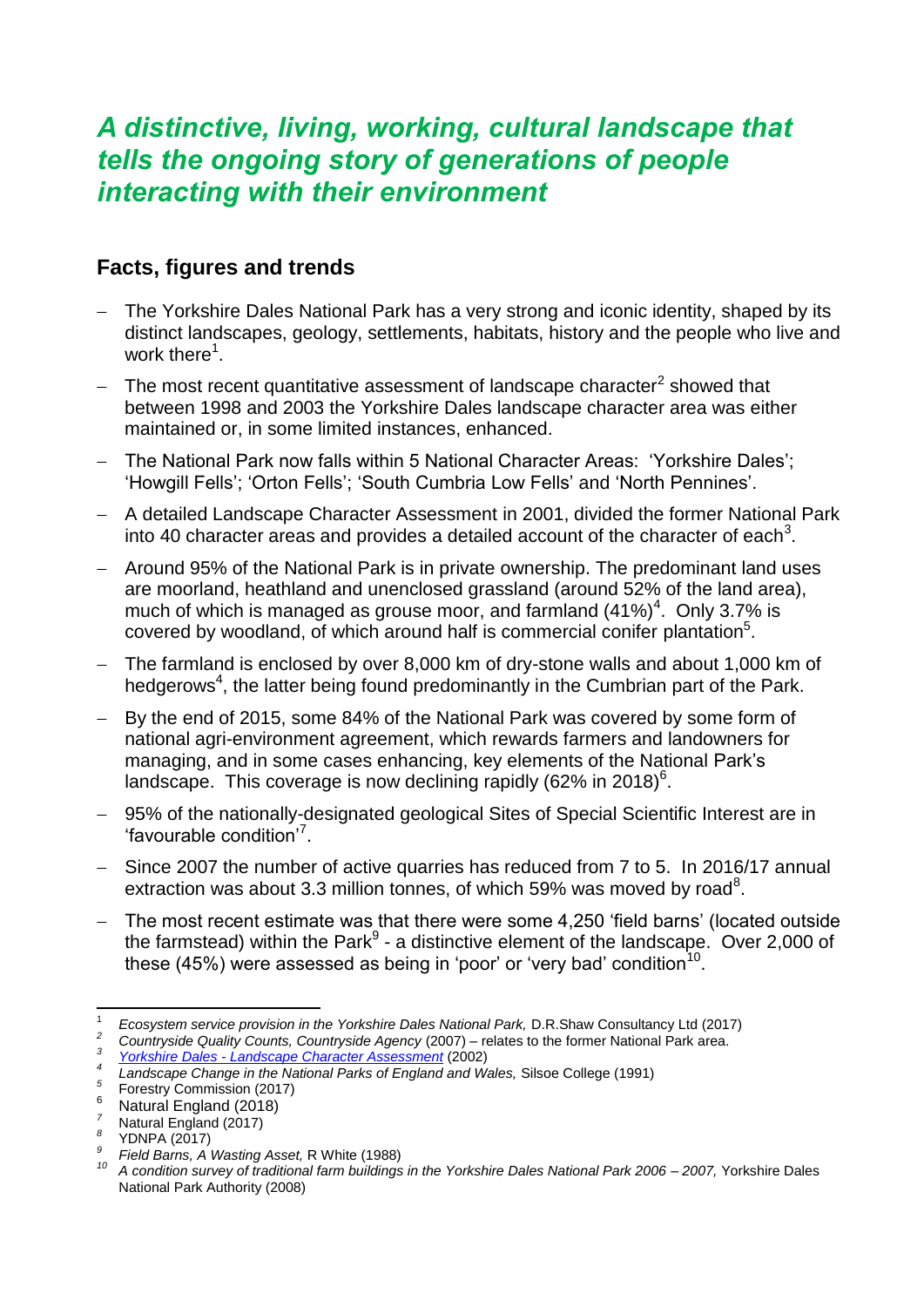# *A distinctive, living, working, cultural landscape that tells the ongoing story of generations of people interacting with their environment*

## Facts, figures and trends

- The Yorkshire Dales National Park has a very strong and iconic identity, shaped by its distinct landscapes, geology, settlements, habitats, history and the people who live and work there[1].
- The most recent quantitative assessment of landscape character[2] showed that between 1998 and 2003 the Yorkshire Dales landscape character area was either maintained or, in some limited instances, enhanced.
- The National Park now falls within 5 National Character Areas: 'Yorkshire Dales'; 'Howgill Fells'; 'Orton Fells'; 'South Cumbria Low Fells' and 'North Pennines'.
- A detailed Landscape Character Assessment in 2001, divided the former National Park into 40 character areas and provides a detailed account of the character of each[3].
- Around 95% of the National Park is in private ownership. The predominant land uses are moorland, heathland and unenclosed grassland (around 52% of the land area), much of which is managed as grouse moor, and farmland (41%)[4]. Only 3.7% is covered by woodland, of which around half is commercial conifer plantation[5].
- The farmland is enclosed by over 8,000 km of dry-stone walls and about 1,000 km of hedgerows[4], the latter being found predominantly in the Cumbrian part of the Park.
- By the end of 2015, some 84% of the National Park was covered by some form of national agri-environment agreement, which rewards farmers and landowners for managing, and in some cases enhancing, key elements of the National Park's landscape. This coverage is now declining rapidly (62% in 2018)[6].
- 95% of the nationally-designated geological Sites of Special Scientific Interest are in 'favourable condition'[7].
- Since 2007 the number of active quarries has reduced from 7 to 5. In 2016/17 annual extraction was about 3.3 million tonnes, of which 59% was moved by road[8].
- The most recent estimate was that there were some 4,250 'field barns' (located outside the farmstead) within the Park[9] - a distinctive element of the landscape. Over 2,000 of these (45%) were assessed as being in 'poor' or 'very bad' condition[10].

---

1. *Ecosystem service provision in the Yorkshire Dales National Park,* D.R.Shaw Consultancy Ltd (2017)
2. *Countryside Quality Counts, Countryside Agency* (2007) – relates to the former National Park area.
3. *Yorkshire Dales - Landscape Character Assessment* (2002)
4. *Landscape Change in the National Parks of England and Wales,* Silsoe College (1991)
5. Forestry Commission (2017)
6. Natural England (2018)
7. Natural England (2017)
8. YDNPA (2017)
9. *Field Barns, A Wasting Asset,* R White (1988)
10. *A condition survey of traditional farm buildings in the Yorkshire Dales National Park 2006 – 2007,* Yorkshire Dales National Park Authority (2008)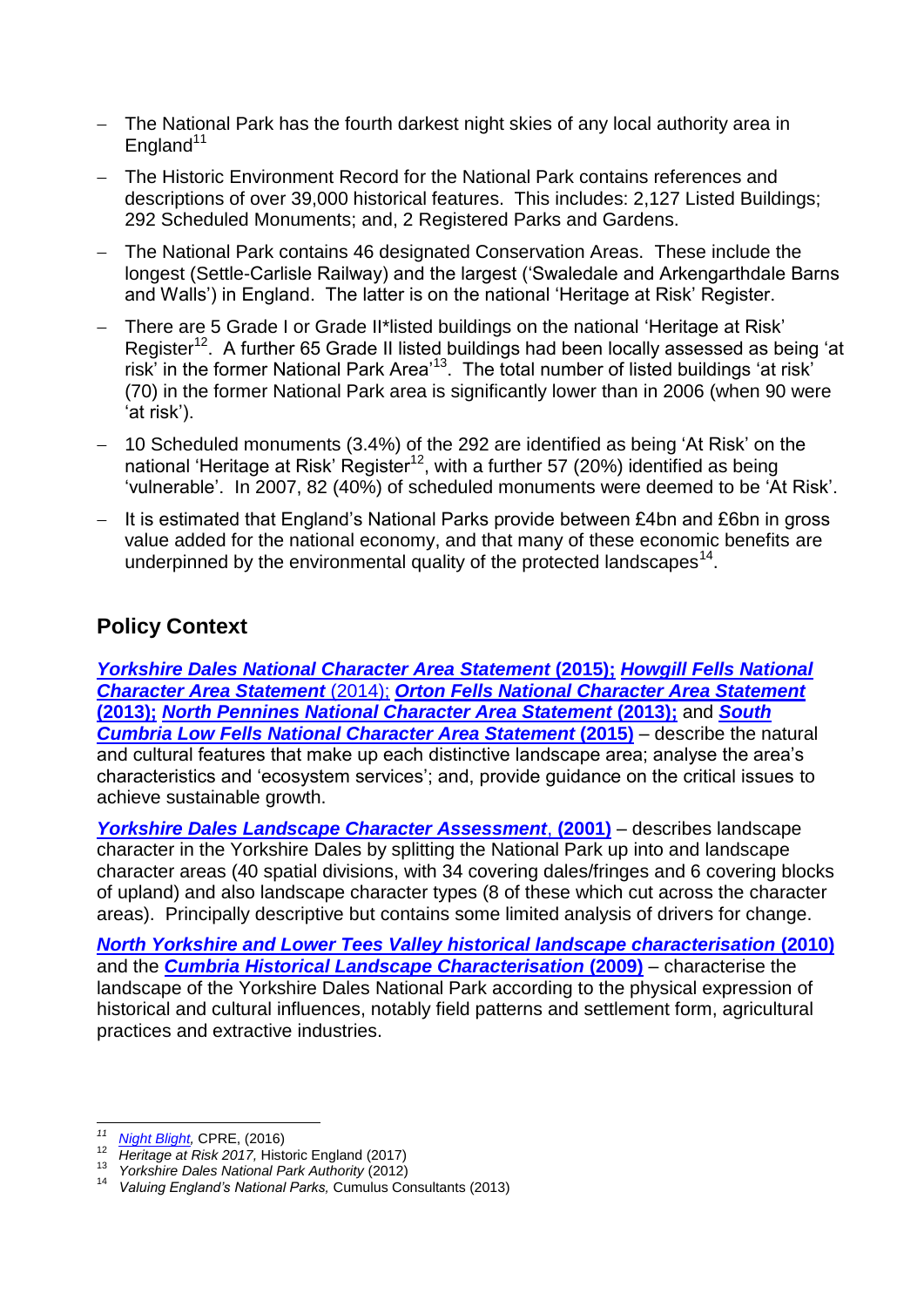- The National Park has the fourth darkest night skies of any local authority area in England[11]
- The Historic Environment Record for the National Park contains references and descriptions of over 39,000 historical features. This includes: 2,127 Listed Buildings; 292 Scheduled Monuments; and, 2 Registered Parks and Gardens.
- The National Park contains 46 designated Conservation Areas. These include the longest (Settle-Carlisle Railway) and the largest ('Swaledale and Arkengarthdale Barns and Walls') in England. The latter is on the national 'Heritage at Risk' Register.
- There are 5 Grade I or Grade II*listed buildings on the national 'Heritage at Risk' Register[12]. A further 65 Grade II listed buildings had been locally assessed as being 'at risk' in the former National Park Area'[13]. The total number of listed buildings 'at risk' (70) in the former National Park area is significantly lower than in 2006 (when 90 were 'at risk').
- 10 Scheduled monuments (3.4%) of the 292 are identified as being 'At Risk' on the national 'Heritage at Risk' Register[12], with a further 57 (20%) identified as being 'vulnerable'. In 2007, 82 (40%) of scheduled monuments were deemed to be 'At Risk'.
- It is estimated that England's National Parks provide between £4bn and £6bn in gross value added for the national economy, and that many of these economic benefits are underpinned by the environmental quality of the protected landscapes[14].

## Policy Context

***Yorkshire Dales National Character Area Statement* (2015); *Howgill Fells National Character Area Statement* (2014); *Orton Fells National Character Area Statement* (2013); *North Pennines National Character Area Statement* (2013);** and ***South Cumbria Low Fells National Character Area Statement* (2015)** – describe the natural and cultural features that make up each distinctive landscape area; analyse the area's characteristics and 'ecosystem services'; and, provide guidance on the critical issues to achieve sustainable growth.

***Yorkshire Dales Landscape Character Assessment*, (2001)** – describes landscape character in the Yorkshire Dales by splitting the National Park up into and landscape character areas (40 spatial divisions, with 34 covering dales/fringes and 6 covering blocks of upland) and also landscape character types (8 of these which cut across the character areas). Principally descriptive but contains some limited analysis of drivers for change.

***North Yorkshire and Lower Tees Valley historical landscape characterisation* (2010)** and the ***Cumbria Historical Landscape Characterisation* (2009)** – characterise the landscape of the Yorkshire Dales National Park according to the physical expression of historical and cultural influences, notably field patterns and settlement form, agricultural practices and extractive industries.

---

[11] *Night Blight,* CPRE, (2016)

[12] *Heritage at Risk 2017,* Historic England (2017)

[13] *Yorkshire Dales National Park Authority* (2012)

[14] *Valuing England's National Parks,* Cumulus Consultants (2013)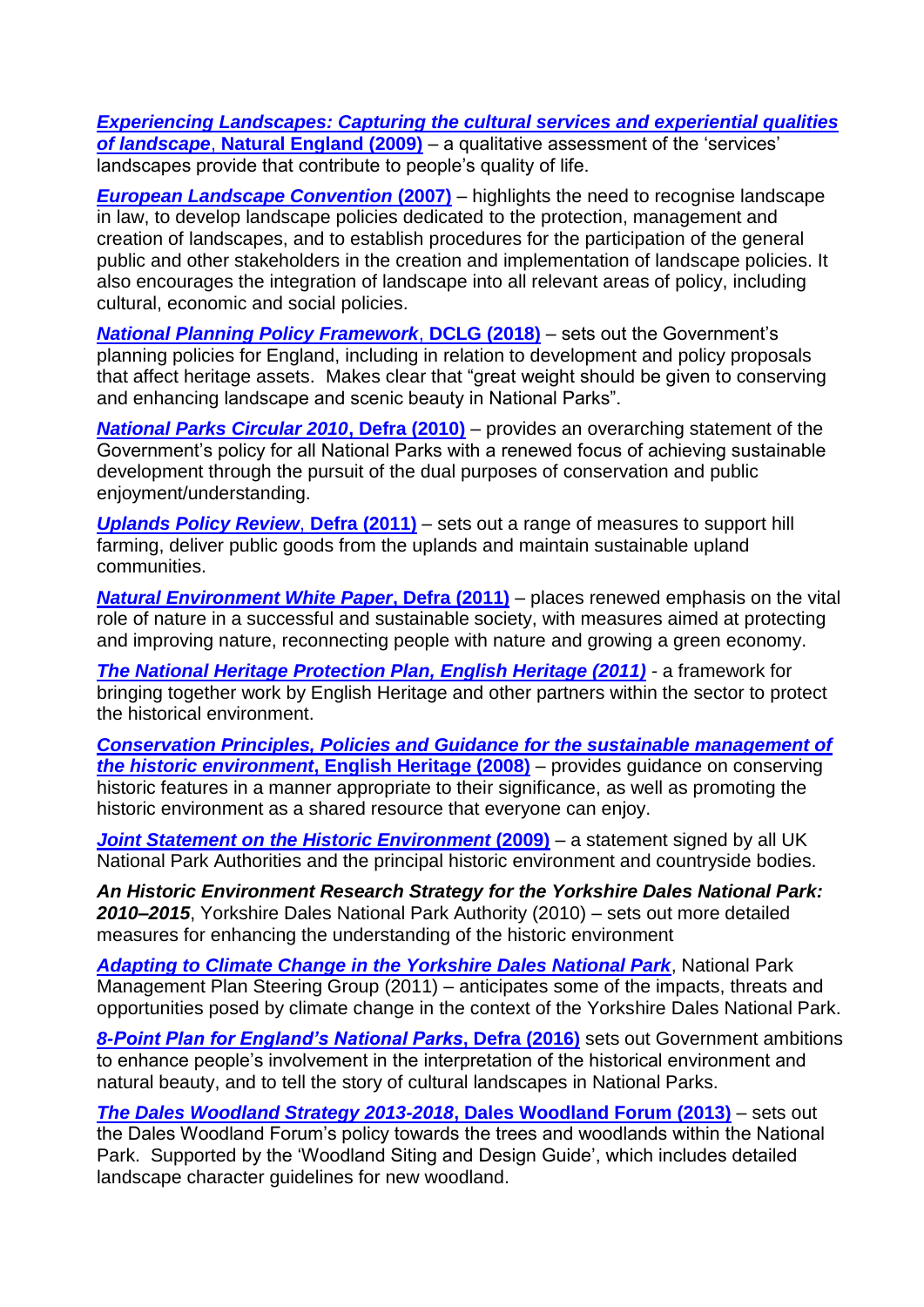[***Experiencing Landscapes: Capturing the cultural services and experiential qualities of landscape*, Natural England (2009)**] – a qualitative assessment of the 'services' landscapes provide that contribute to people's quality of life.

***European Landscape Convention* (2007)** – highlights the need to recognise landscape in law, to develop landscape policies dedicated to the protection, management and creation of landscapes, and to establish procedures for the participation of the general public and other stakeholders in the creation and implementation of landscape policies. It also encourages the integration of landscape into all relevant areas of policy, including cultural, economic and social policies.

***National Planning Policy Framework*, DCLG (2018)** – sets out the Government's planning policies for England, including in relation to development and policy proposals that affect heritage assets. Makes clear that "great weight should be given to conserving and enhancing landscape and scenic beauty in National Parks".

***National Parks Circular 2010*, Defra (2010)** – provides an overarching statement of the Government's policy for all National Parks with a renewed focus of achieving sustainable development through the pursuit of the dual purposes of conservation and public enjoyment/understanding.

***Uplands Policy Review*, Defra (2011)** – sets out a range of measures to support hill farming, deliver public goods from the uplands and maintain sustainable upland communities.

***Natural Environment White Paper*, Defra (2011)** – places renewed emphasis on the vital role of nature in a successful and sustainable society, with measures aimed at protecting and improving nature, reconnecting people with nature and growing a green economy.

***The National Heritage Protection Plan, English Heritage (2011)*** - a framework for bringing together work by English Heritage and other partners within the sector to protect the historical environment.

***Conservation Principles, Policies and Guidance for the sustainable management of the historic environment*, English Heritage (2008)** – provides guidance on conserving historic features in a manner appropriate to their significance, as well as promoting the historic environment as a shared resource that everyone can enjoy.

***Joint Statement on the Historic Environment* (2009)** – a statement signed by all UK National Park Authorities and the principal historic environment and countryside bodies.

***An Historic Environment Research Strategy for the Yorkshire Dales National Park: 2010–2015***, Yorkshire Dales National Park Authority (2010) – sets out more detailed measures for enhancing the understanding of the historic environment

***Adapting to Climate Change in the Yorkshire Dales National Park***, National Park Management Plan Steering Group (2011) – anticipates some of the impacts, threats and opportunities posed by climate change in the context of the Yorkshire Dales National Park.

***8-Point Plan for England's National Parks*, Defra (2016)** sets out Government ambitions to enhance people's involvement in the interpretation of the historical environment and natural beauty, and to tell the story of cultural landscapes in National Parks.

***The Dales Woodland Strategy 2013-2018*, Dales Woodland Forum (2013)** – sets out the Dales Woodland Forum's policy towards the trees and woodlands within the National Park. Supported by the 'Woodland Siting and Design Guide', which includes detailed landscape character guidelines for new woodland.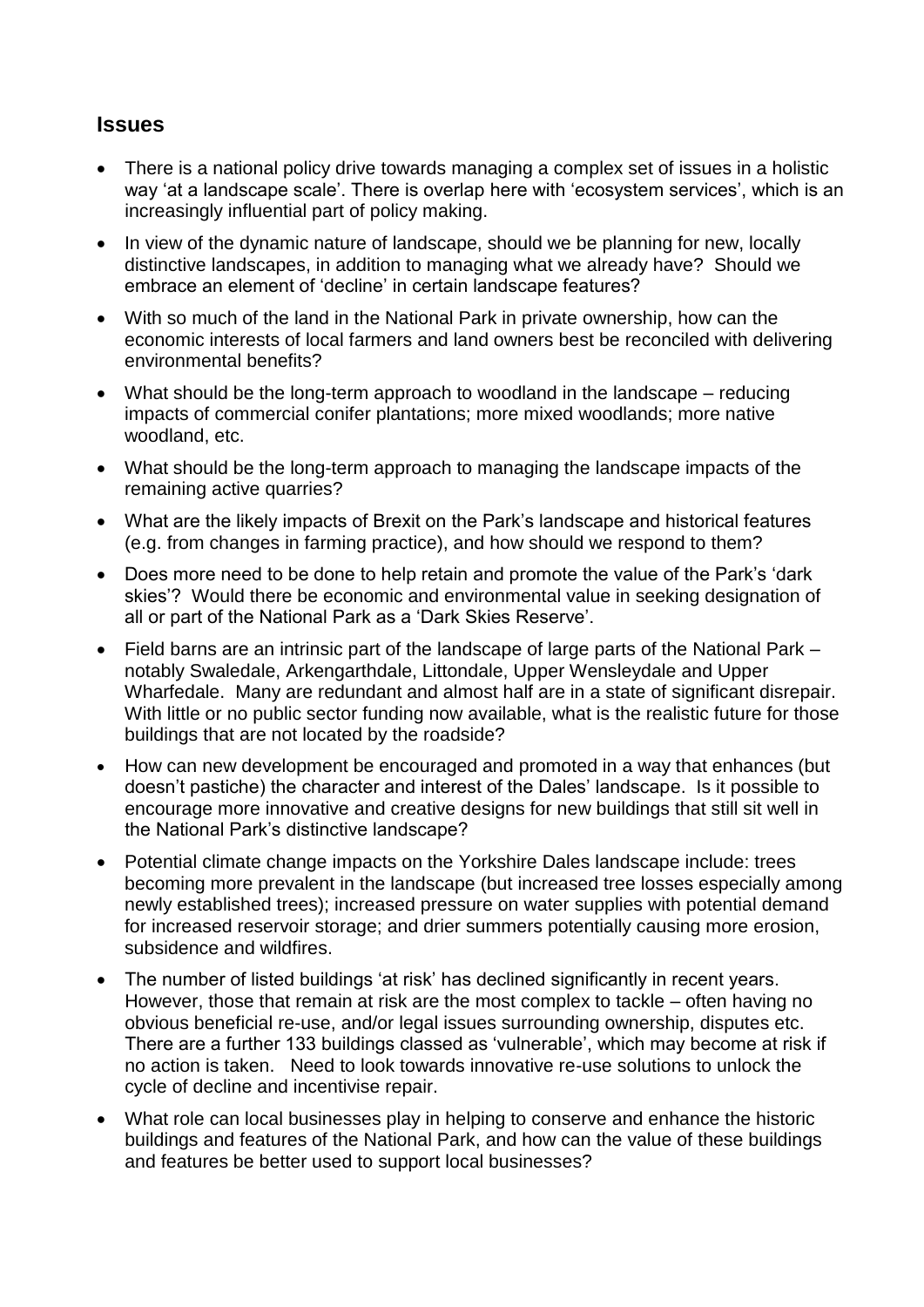## Issues

- There is a national policy drive towards managing a complex set of issues in a holistic way 'at a landscape scale'. There is overlap here with 'ecosystem services', which is an increasingly influential part of policy making.
- In view of the dynamic nature of landscape, should we be planning for new, locally distinctive landscapes, in addition to managing what we already have? Should we embrace an element of 'decline' in certain landscape features?
- With so much of the land in the National Park in private ownership, how can the economic interests of local farmers and land owners best be reconciled with delivering environmental benefits?
- What should be the long-term approach to woodland in the landscape – reducing impacts of commercial conifer plantations; more mixed woodlands; more native woodland, etc.
- What should be the long-term approach to managing the landscape impacts of the remaining active quarries?
- What are the likely impacts of Brexit on the Park's landscape and historical features (e.g. from changes in farming practice), and how should we respond to them?
- Does more need to be done to help retain and promote the value of the Park's 'dark skies'? Would there be economic and environmental value in seeking designation of all or part of the National Park as a 'Dark Skies Reserve'.
- Field barns are an intrinsic part of the landscape of large parts of the National Park – notably Swaledale, Arkengarthdale, Littondale, Upper Wensleydale and Upper Wharfedale. Many are redundant and almost half are in a state of significant disrepair. With little or no public sector funding now available, what is the realistic future for those buildings that are not located by the roadside?
- How can new development be encouraged and promoted in a way that enhances (but doesn't pastiche) the character and interest of the Dales' landscape. Is it possible to encourage more innovative and creative designs for new buildings that still sit well in the National Park's distinctive landscape?
- Potential climate change impacts on the Yorkshire Dales landscape include: trees becoming more prevalent in the landscape (but increased tree losses especially among newly established trees); increased pressure on water supplies with potential demand for increased reservoir storage; and drier summers potentially causing more erosion, subsidence and wildfires.
- The number of listed buildings 'at risk' has declined significantly in recent years. However, those that remain at risk are the most complex to tackle – often having no obvious beneficial re-use, and/or legal issues surrounding ownership, disputes etc. There are a further 133 buildings classed as 'vulnerable', which may become at risk if no action is taken. Need to look towards innovative re-use solutions to unlock the cycle of decline and incentivise repair.
- What role can local businesses play in helping to conserve and enhance the historic buildings and features of the National Park, and how can the value of these buildings and features be better used to support local businesses?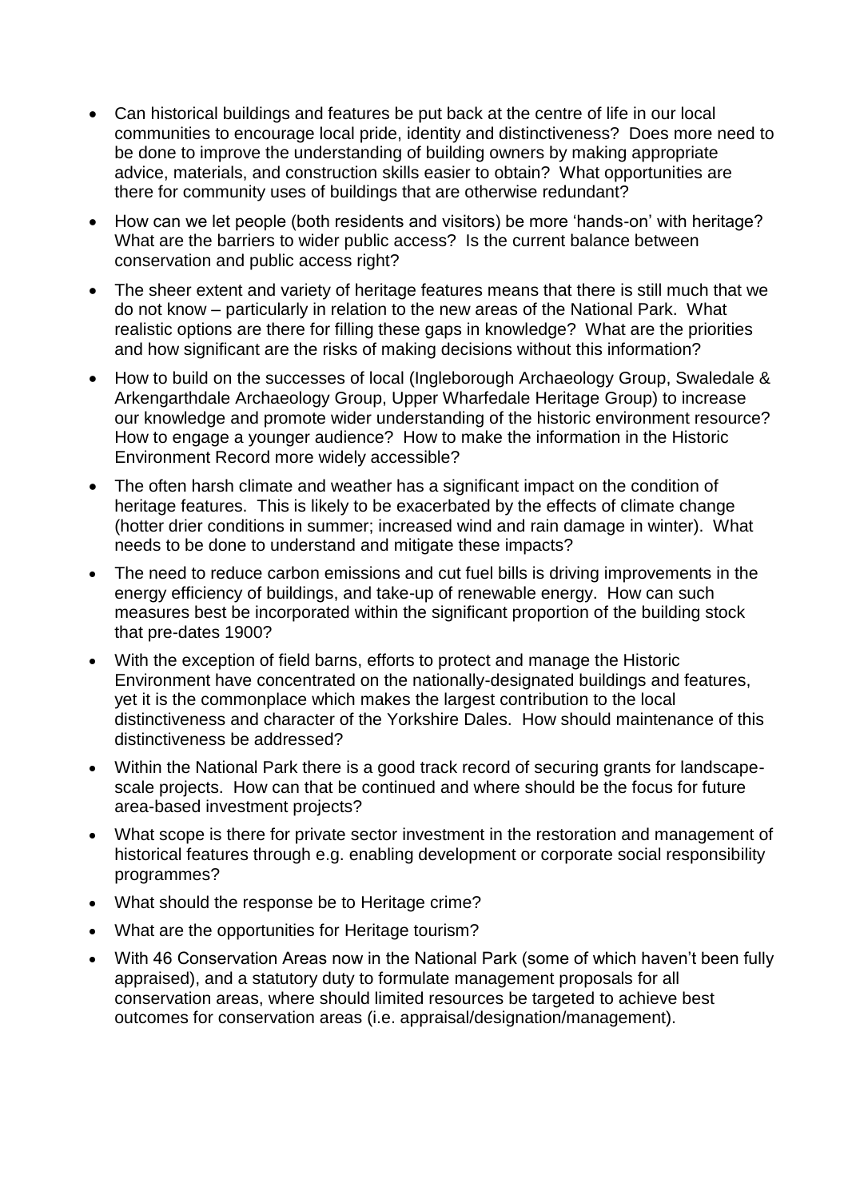- Can historical buildings and features be put back at the centre of life in our local communities to encourage local pride, identity and distinctiveness? Does more need to be done to improve the understanding of building owners by making appropriate advice, materials, and construction skills easier to obtain? What opportunities are there for community uses of buildings that are otherwise redundant?
- How can we let people (both residents and visitors) be more 'hands-on' with heritage? What are the barriers to wider public access? Is the current balance between conservation and public access right?
- The sheer extent and variety of heritage features means that there is still much that we do not know – particularly in relation to the new areas of the National Park. What realistic options are there for filling these gaps in knowledge? What are the priorities and how significant are the risks of making decisions without this information?
- How to build on the successes of local (Ingleborough Archaeology Group, Swaledale & Arkengarthdale Archaeology Group, Upper Wharfedale Heritage Group) to increase our knowledge and promote wider understanding of the historic environment resource? How to engage a younger audience? How to make the information in the Historic Environment Record more widely accessible?
- The often harsh climate and weather has a significant impact on the condition of heritage features. This is likely to be exacerbated by the effects of climate change (hotter drier conditions in summer; increased wind and rain damage in winter). What needs to be done to understand and mitigate these impacts?
- The need to reduce carbon emissions and cut fuel bills is driving improvements in the energy efficiency of buildings, and take-up of renewable energy. How can such measures best be incorporated within the significant proportion of the building stock that pre-dates 1900?
- With the exception of field barns, efforts to protect and manage the Historic Environment have concentrated on the nationally-designated buildings and features, yet it is the commonplace which makes the largest contribution to the local distinctiveness and character of the Yorkshire Dales. How should maintenance of this distinctiveness be addressed?
- Within the National Park there is a good track record of securing grants for landscape-scale projects. How can that be continued and where should be the focus for future area-based investment projects?
- What scope is there for private sector investment in the restoration and management of historical features through e.g. enabling development or corporate social responsibility programmes?
- What should the response be to Heritage crime?
- What are the opportunities for Heritage tourism?
- With 46 Conservation Areas now in the National Park (some of which haven't been fully appraised), and a statutory duty to formulate management proposals for all conservation areas, where should limited resources be targeted to achieve best outcomes for conservation areas (i.e. appraisal/designation/management).